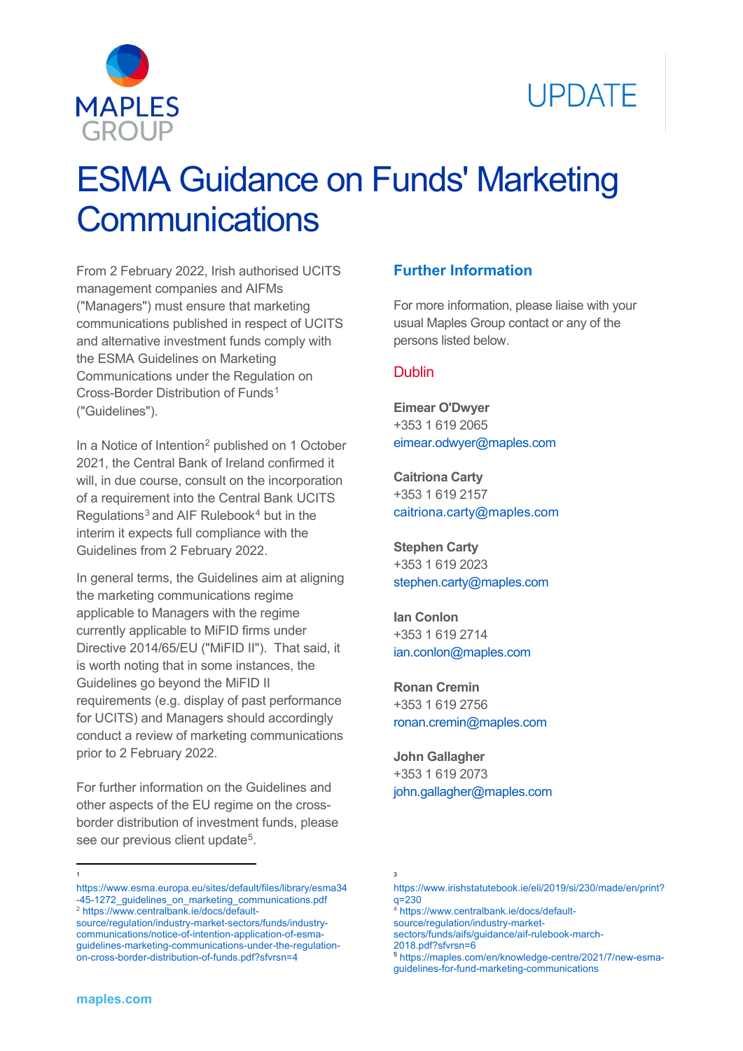UPDATE

# ESMA Guidance on Funds' Marketing Communications

From 2 February 2022, Irish authorised UCITS management companies and AIFMs ("Managers") must ensure that marketing communications published in respect of UCITS and alternative investment funds comply with the ESMA Guidelines on Marketing Communications under the Regulation on Cross-Border Distribution of Funds[1] ("Guidelines").

In a Notice of Intention[2] published on 1 October 2021, the Central Bank of Ireland confirmed it will, in due course, consult on the incorporation of a requirement into the Central Bank UCITS Regulations[3] and AIF Rulebook[4] but in the interim it expects full compliance with the Guidelines from 2 February 2022.

In general terms, the Guidelines aim at aligning the marketing communications regime applicable to Managers with the regime currently applicable to MiFID firms under Directive 2014/65/EU ("MiFID II"). That said, it is worth noting that in some instances, the Guidelines go beyond the MiFID II requirements (e.g. display of past performance for UCITS) and Managers should accordingly conduct a review of marketing communications prior to 2 February 2022.

For further information on the Guidelines and other aspects of the EU regime on the cross-border distribution of investment funds, please see our previous client update[5].

## Further Information

For more information, please liaise with your usual Maples Group contact or any of the persons listed below.

### Dublin

**Eimear O'Dwyer**
+353 1 619 2065
eimear.odwyer@maples.com

**Caitriona Carty**
+353 1 619 2157
caitriona.carty@maples.com

**Stephen Carty**
+353 1 619 2023
stephen.carty@maples.com

**Ian Conlon**
+353 1 619 2714
ian.conlon@maples.com

**Ronan Cremin**
+353 1 619 2756
ronan.cremin@maples.com

**John Gallagher**
+353 1 619 2073
john.gallagher@maples.com

---

[1] https://www.esma.europa.eu/sites/default/files/library/esma34-45-1272_guidelines_on_marketing_communications.pdf

[2] https://www.centralbank.ie/docs/default-source/regulation/industry-market-sectors/funds/industry-communications/notice-of-intention-application-of-esma-guidelines-marketing-communications-under-the-regulation-on-cross-border-distribution-of-funds.pdf?sfvrsn=4

[3] https://www.irishstatutebook.ie/eli/2019/si/230/made/en/print?q=230

[4] https://www.centralbank.ie/docs/default-source/regulation/industry-market-sectors/funds/aifs/guidance/aif-rulebook-march-2018.pdf?sfvrsn=6

[5] https://maples.com/en/knowledge-centre/2021/7/new-esma-guidelines-for-fund-marketing-communications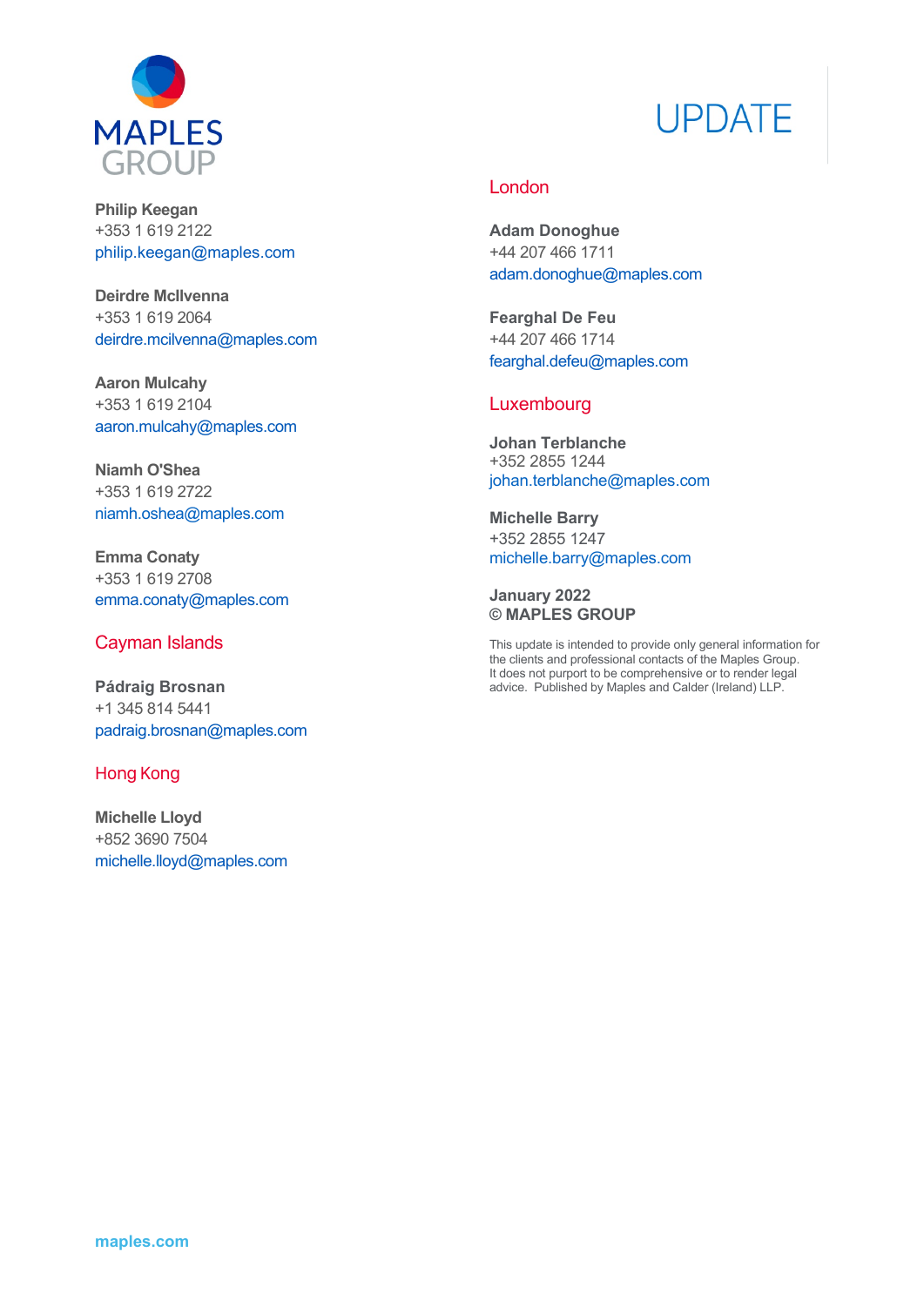MAPLES GROUP

# UPDATE

**Philip Keegan**
+353 1 619 2122
philip.keegan@maples.com

**Deirdre McIlvenna**
+353 1 619 2064
deirdre.mcilvenna@maples.com

**Aaron Mulcahy**
+353 1 619 2104
aaron.mulcahy@maples.com

**Niamh O'Shea**
+353 1 619 2722
niamh.oshea@maples.com

**Emma Conaty**
+353 1 619 2708
emma.conaty@maples.com

## Cayman Islands

**Pádraig Brosnan**
+1 345 814 5441
padraig.brosnan@maples.com

## Hong Kong

**Michelle Lloyd**
+852 3690 7504
michelle.lloyd@maples.com

## London

**Adam Donoghue**
+44 207 466 1711
adam.donoghue@maples.com

**Fearghal De Feu**
+44 207 466 1714
fearghal.defeu@maples.com

## Luxembourg

**Johan Terblanche**
+352 2855 1244
johan.terblanche@maples.com

**Michelle Barry**
+352 2855 1247
michelle.barry@maples.com

**January 2022**
**© MAPLES GROUP**

This update is intended to provide only general information for the clients and professional contacts of the Maples Group. It does not purport to be comprehensive or to render legal advice. Published by Maples and Calder (Ireland) LLP.

maples.com